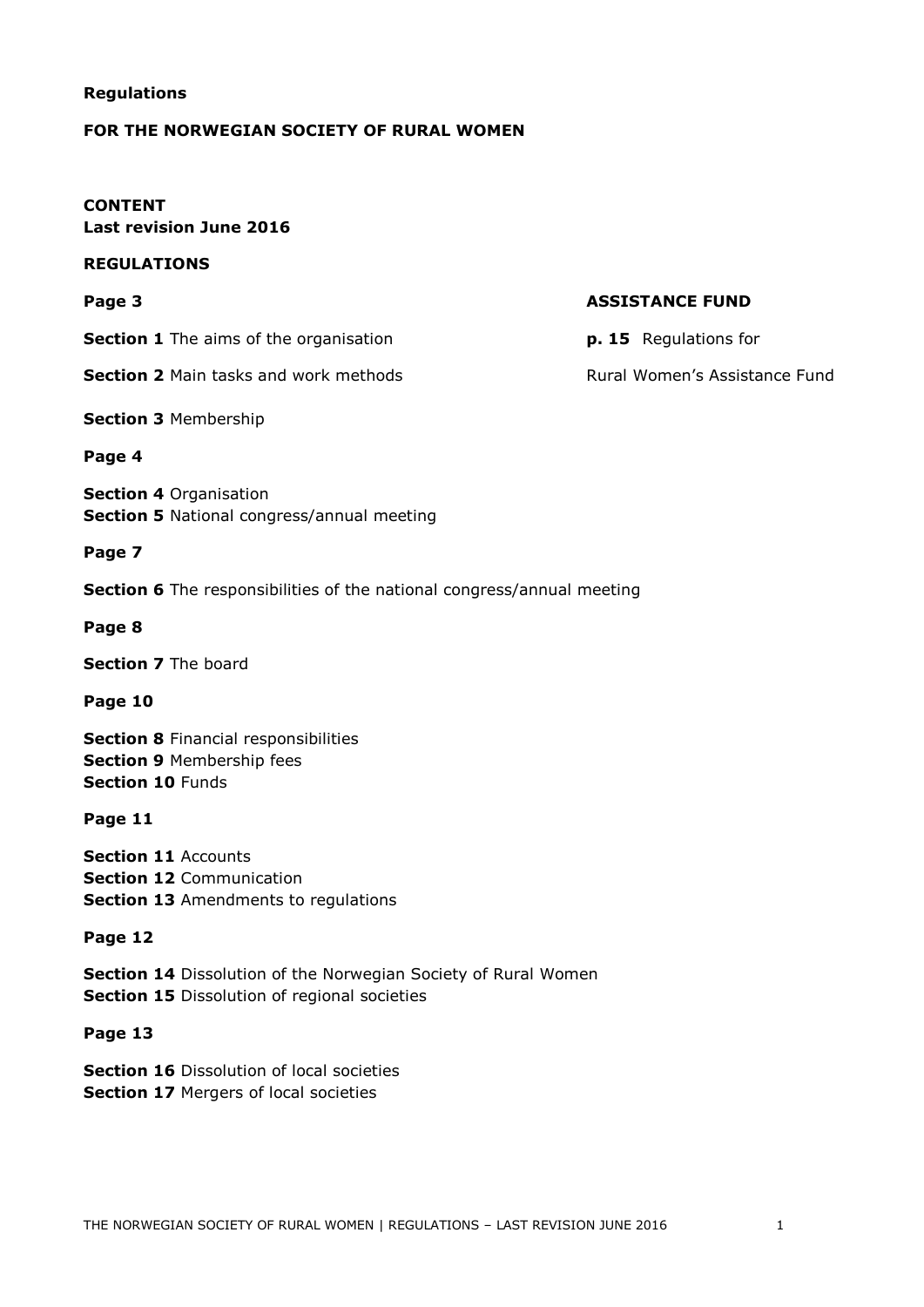**Regulations**

**FOR THE NORWEGIAN SOCIETY OF RURAL WOMEN**

**CONTENT**
**Last revision June 2016**

**REGULATIONS**

**Page 3**

**Section 1** The aims of the organisation

**Section 2** Main tasks and work methods

**Section 3** Membership

**Page 4**

**Section 4** Organisation
**Section 5** National congress/annual meeting

**Page 7**

**Section 6** The responsibilities of the national congress/annual meeting

**Page 8**

**Section 7** The board

**Page 10**

**Section 8** Financial responsibilities
**Section 9** Membership fees
**Section 10** Funds

**Page 11**

**Section 11** Accounts
**Section 12** Communication
**Section 13** Amendments to regulations

**Page 12**

**Section 14** Dissolution of the Norwegian Society of Rural Women
**Section 15** Dissolution of regional societies

**Page 13**

**Section 16** Dissolution of local societies
**Section 17** Mergers of local societies

**ASSISTANCE FUND**

**p. 15** Regulations for

Rural Women's Assistance Fund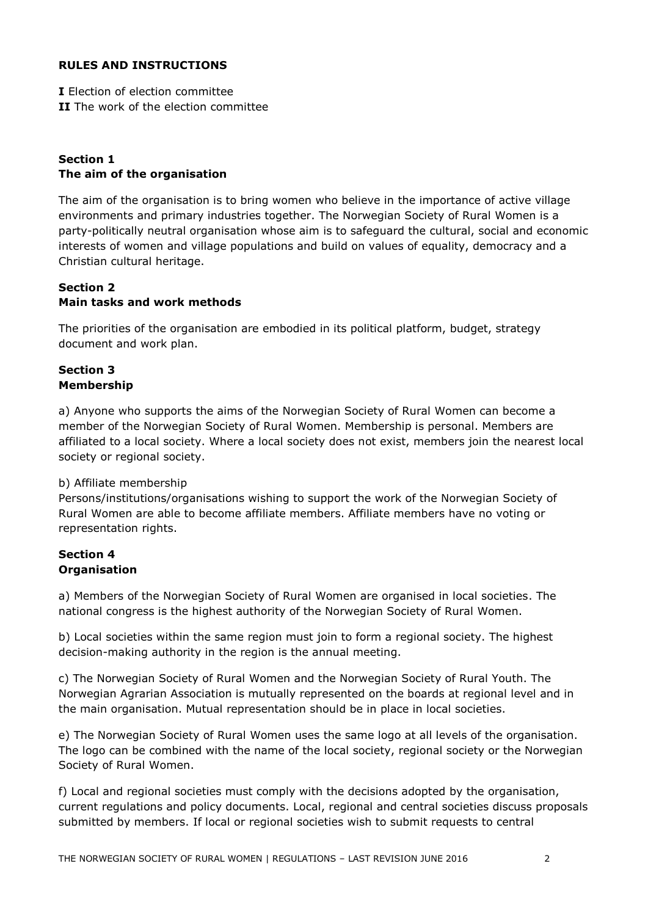**RULES AND INSTRUCTIONS**

**I** Election of election committee
**II** The work of the election committee

## Section 1
## The aim of the organisation

The aim of the organisation is to bring women who believe in the importance of active village environments and primary industries together. The Norwegian Society of Rural Women is a party-politically neutral organisation whose aim is to safeguard the cultural, social and economic interests of women and village populations and build on values of equality, democracy and a Christian cultural heritage.

## Section 2
## Main tasks and work methods

The priorities of the organisation are embodied in its political platform, budget, strategy document and work plan.

## Section 3
## Membership

a) Anyone who supports the aims of the Norwegian Society of Rural Women can become a member of the Norwegian Society of Rural Women. Membership is personal. Members are affiliated to a local society. Where a local society does not exist, members join the nearest local society or regional society.

b) Affiliate membership
Persons/institutions/organisations wishing to support the work of the Norwegian Society of Rural Women are able to become affiliate members. Affiliate members have no voting or representation rights.

## Section 4
## Organisation

a) Members of the Norwegian Society of Rural Women are organised in local societies. The national congress is the highest authority of the Norwegian Society of Rural Women.

b) Local societies within the same region must join to form a regional society. The highest decision-making authority in the region is the annual meeting.

c) The Norwegian Society of Rural Women and the Norwegian Society of Rural Youth. The Norwegian Agrarian Association is mutually represented on the boards at regional level and in the main organisation. Mutual representation should be in place in local societies.

e) The Norwegian Society of Rural Women uses the same logo at all levels of the organisation. The logo can be combined with the name of the local society, regional society or the Norwegian Society of Rural Women.

f) Local and regional societies must comply with the decisions adopted by the organisation, current regulations and policy documents. Local, regional and central societies discuss proposals submitted by members. If local or regional societies wish to submit requests to central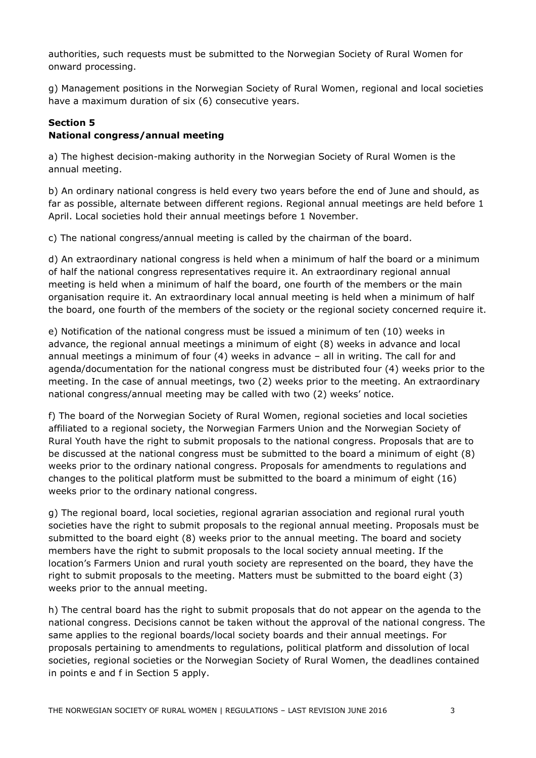authorities, such requests must be submitted to the Norwegian Society of Rural Women for onward processing.

g) Management positions in the Norwegian Society of Rural Women, regional and local societies have a maximum duration of six (6) consecutive years.

**Section 5**
**National congress/annual meeting**

a) The highest decision-making authority in the Norwegian Society of Rural Women is the annual meeting.

b) An ordinary national congress is held every two years before the end of June and should, as far as possible, alternate between different regions. Regional annual meetings are held before 1 April. Local societies hold their annual meetings before 1 November.

c) The national congress/annual meeting is called by the chairman of the board.

d) An extraordinary national congress is held when a minimum of half the board or a minimum of half the national congress representatives require it. An extraordinary regional annual meeting is held when a minimum of half the board, one fourth of the members or the main organisation require it. An extraordinary local annual meeting is held when a minimum of half the board, one fourth of the members of the society or the regional society concerned require it.

e) Notification of the national congress must be issued a minimum of ten (10) weeks in advance, the regional annual meetings a minimum of eight (8) weeks in advance and local annual meetings a minimum of four (4) weeks in advance – all in writing. The call for and agenda/documentation for the national congress must be distributed four (4) weeks prior to the meeting. In the case of annual meetings, two (2) weeks prior to the meeting. An extraordinary national congress/annual meeting may be called with two (2) weeks' notice.

f) The board of the Norwegian Society of Rural Women, regional societies and local societies affiliated to a regional society, the Norwegian Farmers Union and the Norwegian Society of Rural Youth have the right to submit proposals to the national congress. Proposals that are to be discussed at the national congress must be submitted to the board a minimum of eight (8) weeks prior to the ordinary national congress. Proposals for amendments to regulations and changes to the political platform must be submitted to the board a minimum of eight (16) weeks prior to the ordinary national congress.

g) The regional board, local societies, regional agrarian association and regional rural youth societies have the right to submit proposals to the regional annual meeting. Proposals must be submitted to the board eight (8) weeks prior to the annual meeting. The board and society members have the right to submit proposals to the local society annual meeting. If the location's Farmers Union and rural youth society are represented on the board, they have the right to submit proposals to the meeting. Matters must be submitted to the board eight (3) weeks prior to the annual meeting.

h) The central board has the right to submit proposals that do not appear on the agenda to the national congress. Decisions cannot be taken without the approval of the national congress. The same applies to the regional boards/local society boards and their annual meetings. For proposals pertaining to amendments to regulations, political platform and dissolution of local societies, regional societies or the Norwegian Society of Rural Women, the deadlines contained in points e and f in Section 5 apply.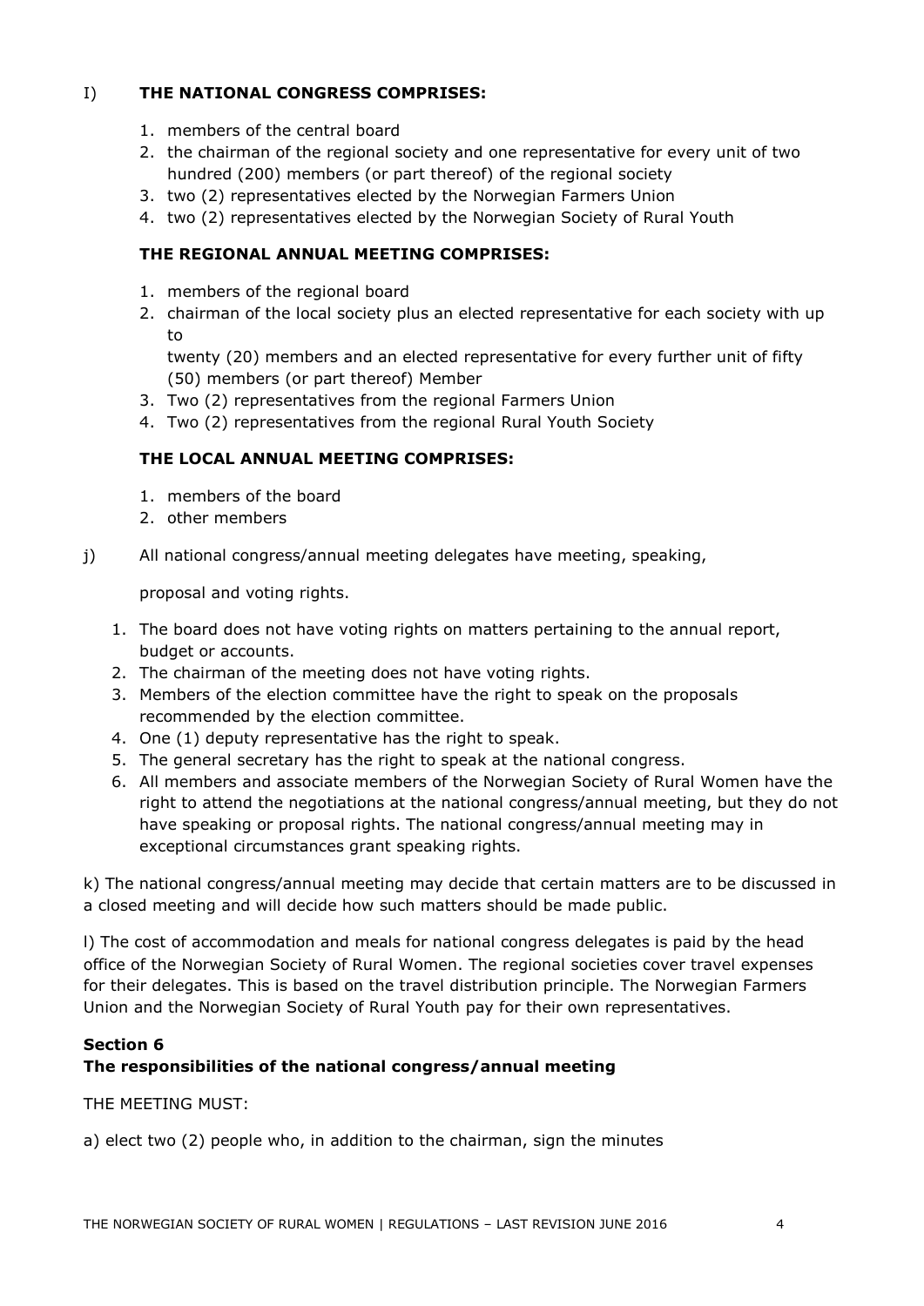I) **THE NATIONAL CONGRESS COMPRISES:**

1. members of the central board
2. the chairman of the regional society and one representative for every unit of two hundred (200) members (or part thereof) of the regional society
3. two (2) representatives elected by the Norwegian Farmers Union
4. two (2) representatives elected by the Norwegian Society of Rural Youth

**THE REGIONAL ANNUAL MEETING COMPRISES:**

1. members of the regional board
2. chairman of the local society plus an elected representative for each society with up to

   twenty (20) members and an elected representative for every further unit of fifty (50) members (or part thereof) Member
3. Two (2) representatives from the regional Farmers Union
4. Two (2) representatives from the regional Rural Youth Society

**THE LOCAL ANNUAL MEETING COMPRISES:**

1. members of the board
2. other members

j) All national congress/annual meeting delegates have meeting, speaking,

proposal and voting rights.

1. The board does not have voting rights on matters pertaining to the annual report, budget or accounts.
2. The chairman of the meeting does not have voting rights.
3. Members of the election committee have the right to speak on the proposals recommended by the election committee.
4. One (1) deputy representative has the right to speak.
5. The general secretary has the right to speak at the national congress.
6. All members and associate members of the Norwegian Society of Rural Women have the right to attend the negotiations at the national congress/annual meeting, but they do not have speaking or proposal rights. The national congress/annual meeting may in exceptional circumstances grant speaking rights.

k) The national congress/annual meeting may decide that certain matters are to be discussed in a closed meeting and will decide how such matters should be made public.

l) The cost of accommodation and meals for national congress delegates is paid by the head office of the Norwegian Society of Rural Women. The regional societies cover travel expenses for their delegates. This is based on the travel distribution principle. The Norwegian Farmers Union and the Norwegian Society of Rural Youth pay for their own representatives.

## Section 6
## The responsibilities of the national congress/annual meeting

THE MEETING MUST:

a) elect two (2) people who, in addition to the chairman, sign the minutes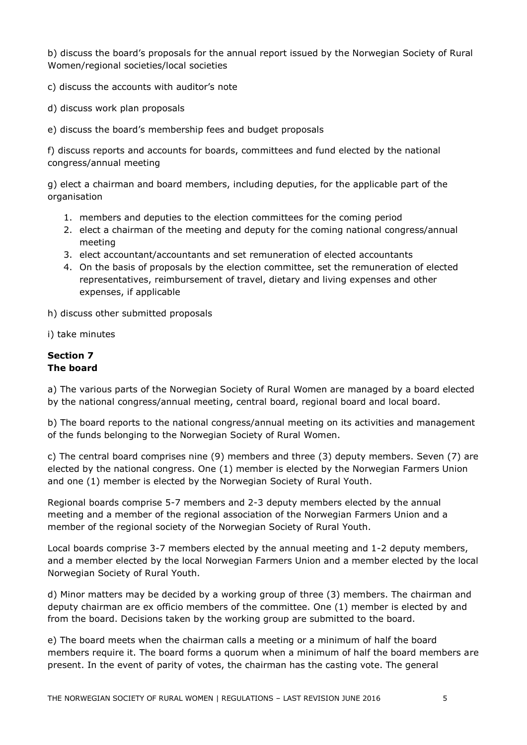b) discuss the board's proposals for the annual report issued by the Norwegian Society of Rural Women/regional societies/local societies

c) discuss the accounts with auditor's note

d) discuss work plan proposals

e) discuss the board's membership fees and budget proposals

f) discuss reports and accounts for boards, committees and fund elected by the national congress/annual meeting

g) elect a chairman and board members, including deputies, for the applicable part of the organisation

1. members and deputies to the election committees for the coming period
2. elect a chairman of the meeting and deputy for the coming national congress/annual meeting
3. elect accountant/accountants and set remuneration of elected accountants
4. On the basis of proposals by the election committee, set the remuneration of elected representatives, reimbursement of travel, dietary and living expenses and other expenses, if applicable

h) discuss other submitted proposals

i) take minutes

## Section 7
## The board

a) The various parts of the Norwegian Society of Rural Women are managed by a board elected by the national congress/annual meeting, central board, regional board and local board.

b) The board reports to the national congress/annual meeting on its activities and management of the funds belonging to the Norwegian Society of Rural Women.

c) The central board comprises nine (9) members and three (3) deputy members. Seven (7) are elected by the national congress. One (1) member is elected by the Norwegian Farmers Union and one (1) member is elected by the Norwegian Society of Rural Youth.

Regional boards comprise 5-7 members and 2-3 deputy members elected by the annual meeting and a member of the regional association of the Norwegian Farmers Union and a member of the regional society of the Norwegian Society of Rural Youth.

Local boards comprise 3-7 members elected by the annual meeting and 1-2 deputy members, and a member elected by the local Norwegian Farmers Union and a member elected by the local Norwegian Society of Rural Youth.

d) Minor matters may be decided by a working group of three (3) members. The chairman and deputy chairman are ex officio members of the committee. One (1) member is elected by and from the board. Decisions taken by the working group are submitted to the board.

e) The board meets when the chairman calls a meeting or a minimum of half the board members require it. The board forms a quorum when a minimum of half the board members are present. In the event of parity of votes, the chairman has the casting vote. The general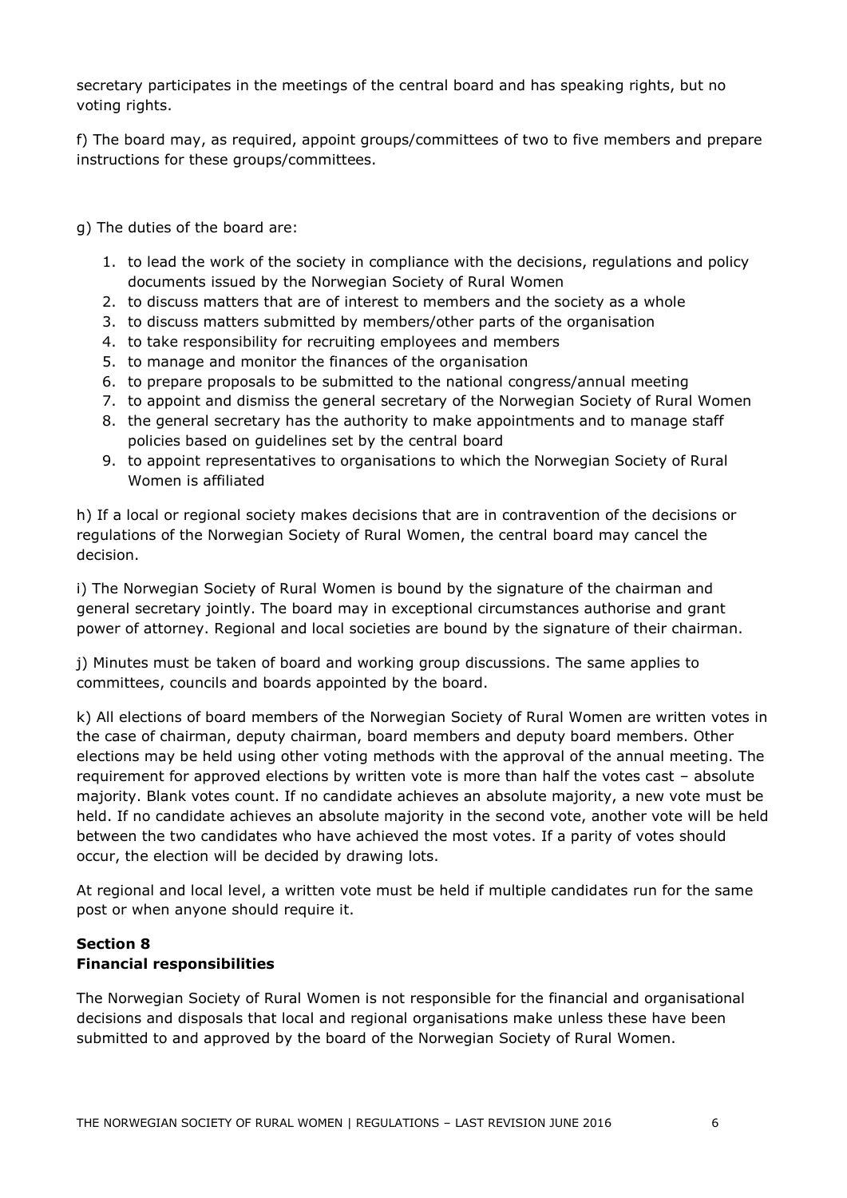secretary participates in the meetings of the central board and has speaking rights, but no voting rights.

f) The board may, as required, appoint groups/committees of two to five members and prepare instructions for these groups/committees.

g) The duties of the board are:

1. to lead the work of the society in compliance with the decisions, regulations and policy documents issued by the Norwegian Society of Rural Women
2. to discuss matters that are of interest to members and the society as a whole
3. to discuss matters submitted by members/other parts of the organisation
4. to take responsibility for recruiting employees and members
5. to manage and monitor the finances of the organisation
6. to prepare proposals to be submitted to the national congress/annual meeting
7. to appoint and dismiss the general secretary of the Norwegian Society of Rural Women
8. the general secretary has the authority to make appointments and to manage staff policies based on guidelines set by the central board
9. to appoint representatives to organisations to which the Norwegian Society of Rural Women is affiliated

h) If a local or regional society makes decisions that are in contravention of the decisions or regulations of the Norwegian Society of Rural Women, the central board may cancel the decision.

i) The Norwegian Society of Rural Women is bound by the signature of the chairman and general secretary jointly. The board may in exceptional circumstances authorise and grant power of attorney. Regional and local societies are bound by the signature of their chairman.

j) Minutes must be taken of board and working group discussions. The same applies to committees, councils and boards appointed by the board.

k) All elections of board members of the Norwegian Society of Rural Women are written votes in the case of chairman, deputy chairman, board members and deputy board members. Other elections may be held using other voting methods with the approval of the annual meeting. The requirement for approved elections by written vote is more than half the votes cast – absolute majority. Blank votes count. If no candidate achieves an absolute majority, a new vote must be held. If no candidate achieves an absolute majority in the second vote, another vote will be held between the two candidates who have achieved the most votes. If a parity of votes should occur, the election will be decided by drawing lots.

At regional and local level, a written vote must be held if multiple candidates run for the same post or when anyone should require it.

## Section 8
## Financial responsibilities

The Norwegian Society of Rural Women is not responsible for the financial and organisational decisions and disposals that local and regional organisations make unless these have been submitted to and approved by the board of the Norwegian Society of Rural Women.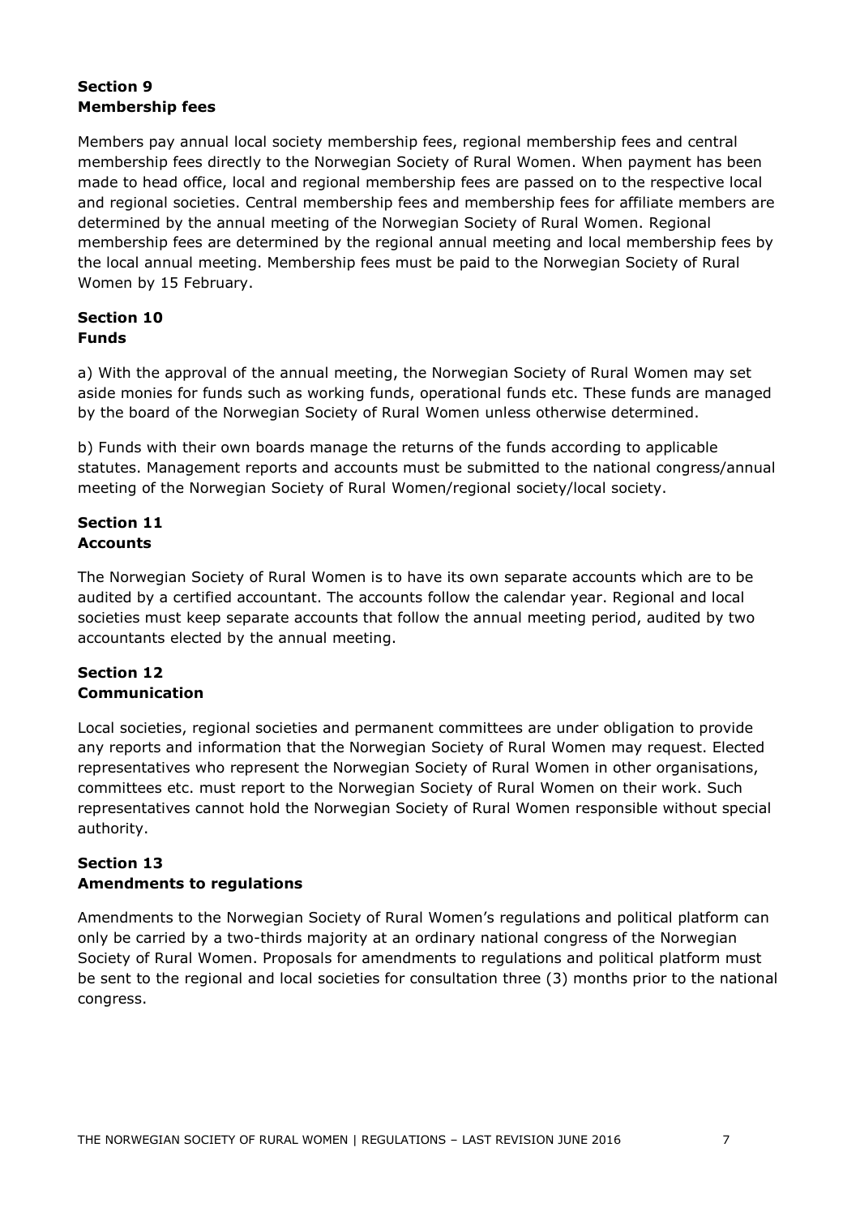**Section 9**
**Membership fees**

Members pay annual local society membership fees, regional membership fees and central membership fees directly to the Norwegian Society of Rural Women. When payment has been made to head office, local and regional membership fees are passed on to the respective local and regional societies. Central membership fees and membership fees for affiliate members are determined by the annual meeting of the Norwegian Society of Rural Women. Regional membership fees are determined by the regional annual meeting and local membership fees by the local annual meeting. Membership fees must be paid to the Norwegian Society of Rural Women by 15 February.

**Section 10**
**Funds**

a) With the approval of the annual meeting, the Norwegian Society of Rural Women may set aside monies for funds such as working funds, operational funds etc. These funds are managed by the board of the Norwegian Society of Rural Women unless otherwise determined.

b) Funds with their own boards manage the returns of the funds according to applicable statutes. Management reports and accounts must be submitted to the national congress/annual meeting of the Norwegian Society of Rural Women/regional society/local society.

**Section 11**
**Accounts**

The Norwegian Society of Rural Women is to have its own separate accounts which are to be audited by a certified accountant. The accounts follow the calendar year. Regional and local societies must keep separate accounts that follow the annual meeting period, audited by two accountants elected by the annual meeting.

**Section 12**
**Communication**

Local societies, regional societies and permanent committees are under obligation to provide any reports and information that the Norwegian Society of Rural Women may request. Elected representatives who represent the Norwegian Society of Rural Women in other organisations, committees etc. must report to the Norwegian Society of Rural Women on their work. Such representatives cannot hold the Norwegian Society of Rural Women responsible without special authority.

**Section 13**
**Amendments to regulations**

Amendments to the Norwegian Society of Rural Women's regulations and political platform can only be carried by a two-thirds majority at an ordinary national congress of the Norwegian Society of Rural Women. Proposals for amendments to regulations and political platform must be sent to the regional and local societies for consultation three (3) months prior to the national congress.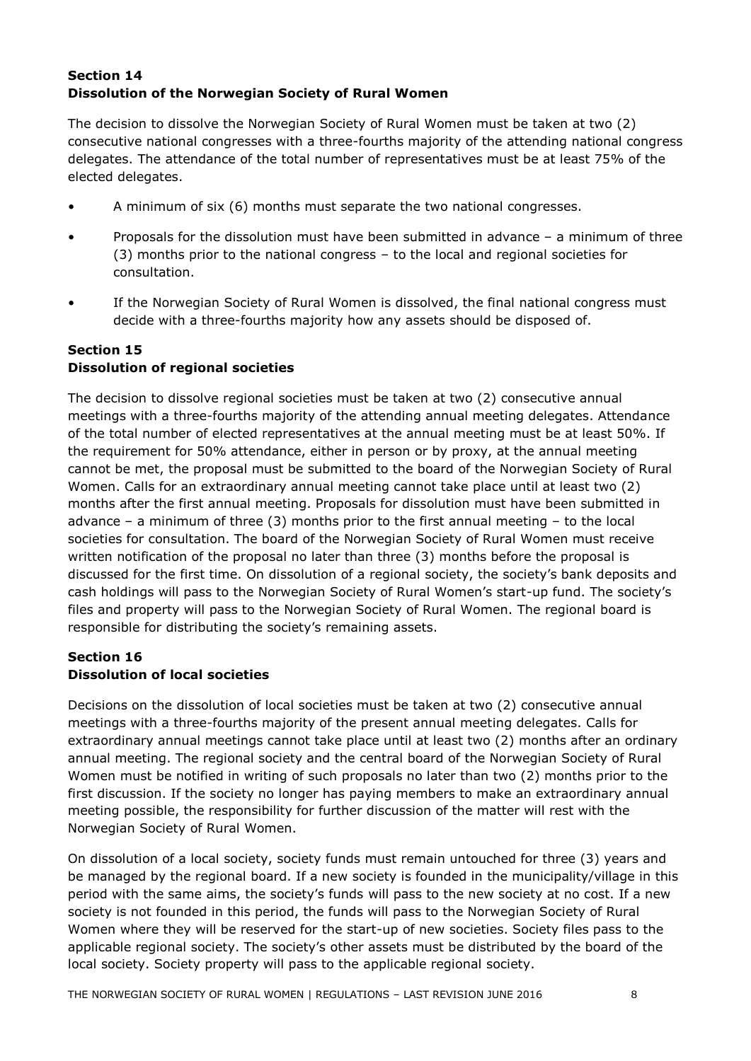## Section 14
## Dissolution of the Norwegian Society of Rural Women

The decision to dissolve the Norwegian Society of Rural Women must be taken at two (2) consecutive national congresses with a three-fourths majority of the attending national congress delegates. The attendance of the total number of representatives must be at least 75% of the elected delegates.

- A minimum of six (6) months must separate the two national congresses.
- Proposals for the dissolution must have been submitted in advance – a minimum of three (3) months prior to the national congress – to the local and regional societies for consultation.
- If the Norwegian Society of Rural Women is dissolved, the final national congress must decide with a three-fourths majority how any assets should be disposed of.

## Section 15
## Dissolution of regional societies

The decision to dissolve regional societies must be taken at two (2) consecutive annual meetings with a three-fourths majority of the attending annual meeting delegates. Attendance of the total number of elected representatives at the annual meeting must be at least 50%. If the requirement for 50% attendance, either in person or by proxy, at the annual meeting cannot be met, the proposal must be submitted to the board of the Norwegian Society of Rural Women. Calls for an extraordinary annual meeting cannot take place until at least two (2) months after the first annual meeting. Proposals for dissolution must have been submitted in advance – a minimum of three (3) months prior to the first annual meeting – to the local societies for consultation. The board of the Norwegian Society of Rural Women must receive written notification of the proposal no later than three (3) months before the proposal is discussed for the first time. On dissolution of a regional society, the society's bank deposits and cash holdings will pass to the Norwegian Society of Rural Women's start-up fund. The society's files and property will pass to the Norwegian Society of Rural Women. The regional board is responsible for distributing the society's remaining assets.

## Section 16
## Dissolution of local societies

Decisions on the dissolution of local societies must be taken at two (2) consecutive annual meetings with a three-fourths majority of the present annual meeting delegates. Calls for extraordinary annual meetings cannot take place until at least two (2) months after an ordinary annual meeting. The regional society and the central board of the Norwegian Society of Rural Women must be notified in writing of such proposals no later than two (2) months prior to the first discussion. If the society no longer has paying members to make an extraordinary annual meeting possible, the responsibility for further discussion of the matter will rest with the Norwegian Society of Rural Women.

On dissolution of a local society, society funds must remain untouched for three (3) years and be managed by the regional board. If a new society is founded in the municipality/village in this period with the same aims, the society's funds will pass to the new society at no cost. If a new society is not founded in this period, the funds will pass to the Norwegian Society of Rural Women where they will be reserved for the start-up of new societies. Society files pass to the applicable regional society. The society's other assets must be distributed by the board of the local society. Society property will pass to the applicable regional society.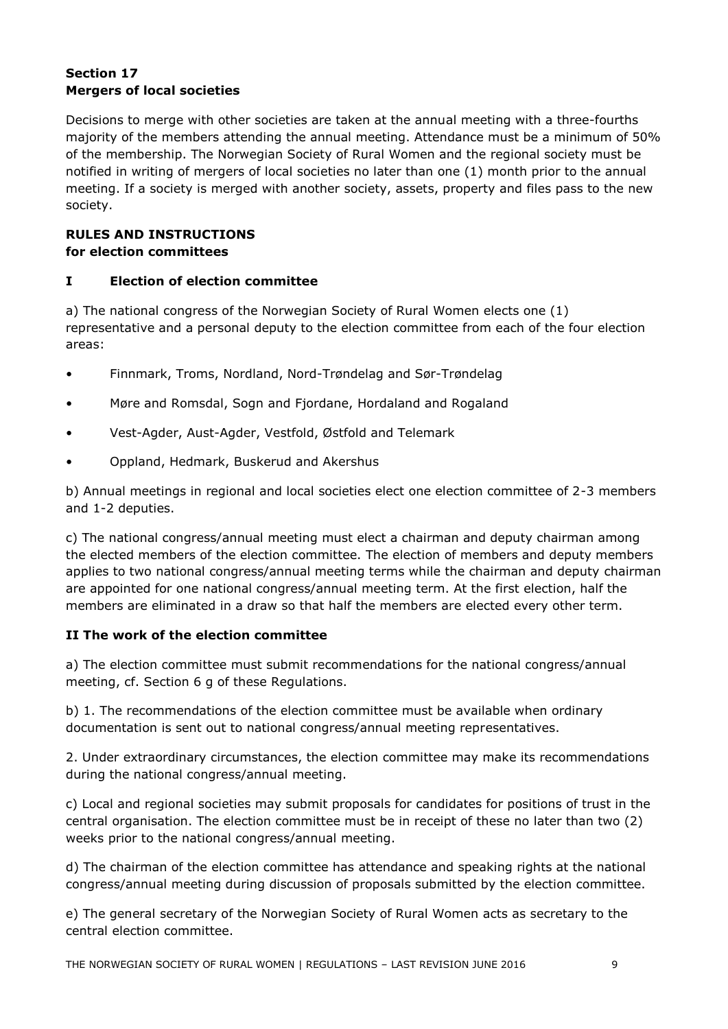## Section 17
## Mergers of local societies

Decisions to merge with other societies are taken at the annual meeting with a three-fourths majority of the members attending the annual meeting. Attendance must be a minimum of 50% of the membership. The Norwegian Society of Rural Women and the regional society must be notified in writing of mergers of local societies no later than one (1) month prior to the annual meeting. If a society is merged with another society, assets, property and files pass to the new society.

## RULES AND INSTRUCTIONS
## for election committees

### I Election of election committee

a) The national congress of the Norwegian Society of Rural Women elects one (1) representative and a personal deputy to the election committee from each of the four election areas:

- Finnmark, Troms, Nordland, Nord-Trøndelag and Sør-Trøndelag
- Møre and Romsdal, Sogn and Fjordane, Hordaland and Rogaland
- Vest-Agder, Aust-Agder, Vestfold, Østfold and Telemark
- Oppland, Hedmark, Buskerud and Akershus

b) Annual meetings in regional and local societies elect one election committee of 2-3 members and 1-2 deputies.

c) The national congress/annual meeting must elect a chairman and deputy chairman among the elected members of the election committee. The election of members and deputy members applies to two national congress/annual meeting terms while the chairman and deputy chairman are appointed for one national congress/annual meeting term. At the first election, half the members are eliminated in a draw so that half the members are elected every other term.

### II The work of the election committee

a) The election committee must submit recommendations for the national congress/annual meeting, cf. Section 6 g of these Regulations.

b) 1. The recommendations of the election committee must be available when ordinary documentation is sent out to national congress/annual meeting representatives.

2. Under extraordinary circumstances, the election committee may make its recommendations during the national congress/annual meeting.

c) Local and regional societies may submit proposals for candidates for positions of trust in the central organisation. The election committee must be in receipt of these no later than two (2) weeks prior to the national congress/annual meeting.

d) The chairman of the election committee has attendance and speaking rights at the national congress/annual meeting during discussion of proposals submitted by the election committee.

e) The general secretary of the Norwegian Society of Rural Women acts as secretary to the central election committee.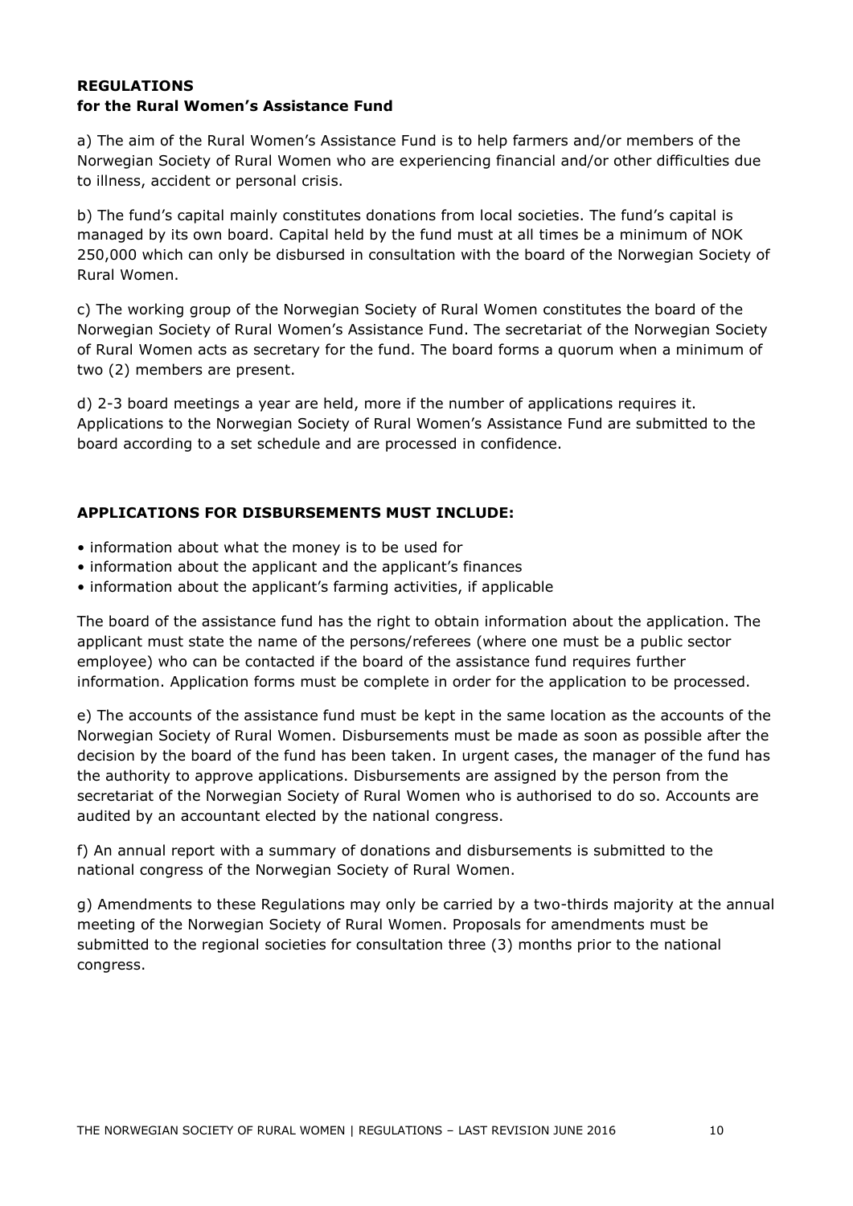**REGULATIONS**
**for the Rural Women's Assistance Fund**

a) The aim of the Rural Women's Assistance Fund is to help farmers and/or members of the Norwegian Society of Rural Women who are experiencing financial and/or other difficulties due to illness, accident or personal crisis.

b) The fund's capital mainly constitutes donations from local societies. The fund's capital is managed by its own board. Capital held by the fund must at all times be a minimum of NOK 250,000 which can only be disbursed in consultation with the board of the Norwegian Society of Rural Women.

c) The working group of the Norwegian Society of Rural Women constitutes the board of the Norwegian Society of Rural Women's Assistance Fund. The secretariat of the Norwegian Society of Rural Women acts as secretary for the fund. The board forms a quorum when a minimum of two (2) members are present.

d) 2-3 board meetings a year are held, more if the number of applications requires it. Applications to the Norwegian Society of Rural Women's Assistance Fund are submitted to the board according to a set schedule and are processed in confidence.

**APPLICATIONS FOR DISBURSEMENTS MUST INCLUDE:**

- information about what the money is to be used for
- information about the applicant and the applicant's finances
- information about the applicant's farming activities, if applicable

The board of the assistance fund has the right to obtain information about the application. The applicant must state the name of the persons/referees (where one must be a public sector employee) who can be contacted if the board of the assistance fund requires further information. Application forms must be complete in order for the application to be processed.

e) The accounts of the assistance fund must be kept in the same location as the accounts of the Norwegian Society of Rural Women. Disbursements must be made as soon as possible after the decision by the board of the fund has been taken. In urgent cases, the manager of the fund has the authority to approve applications. Disbursements are assigned by the person from the secretariat of the Norwegian Society of Rural Women who is authorised to do so. Accounts are audited by an accountant elected by the national congress.

f) An annual report with a summary of donations and disbursements is submitted to the national congress of the Norwegian Society of Rural Women.

g) Amendments to these Regulations may only be carried by a two-thirds majority at the annual meeting of the Norwegian Society of Rural Women. Proposals for amendments must be submitted to the regional societies for consultation three (3) months prior to the national congress.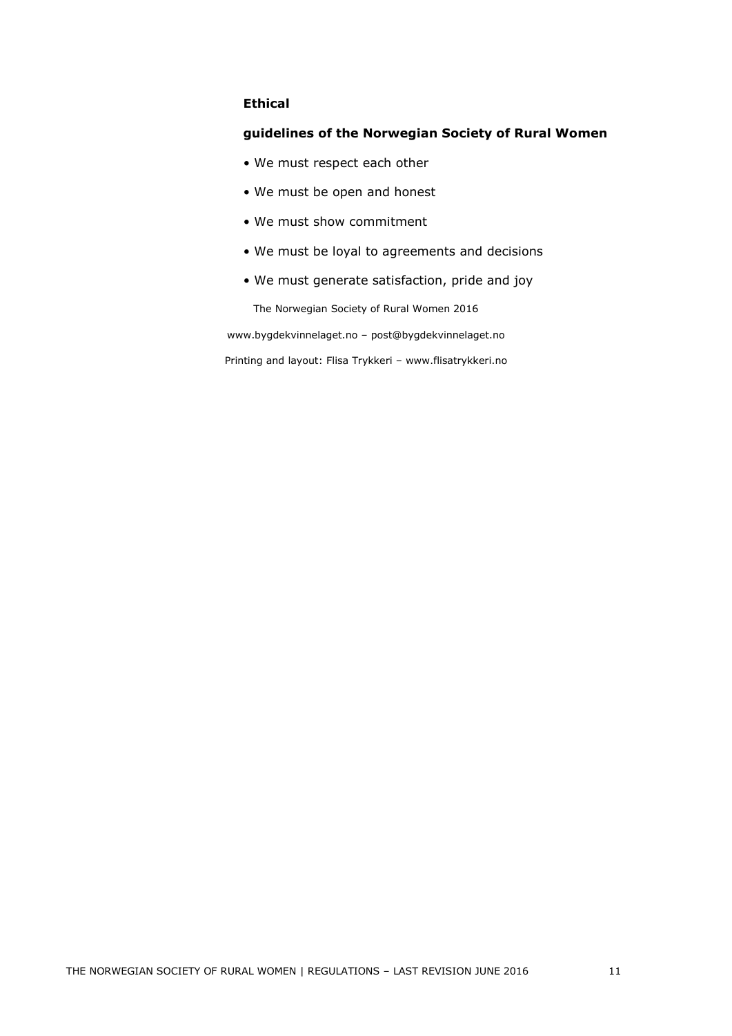**Ethical**

**guidelines of the Norwegian Society of Rural Women**

- We must respect each other
- We must be open and honest
- We must show commitment
- We must be loyal to agreements and decisions
- We must generate satisfaction, pride and joy

The Norwegian Society of Rural Women 2016

www.bygdekvinnelaget.no – post@bygdekvinnelaget.no

Printing and layout: Flisa Trykkeri – www.flisatrykkeri.no